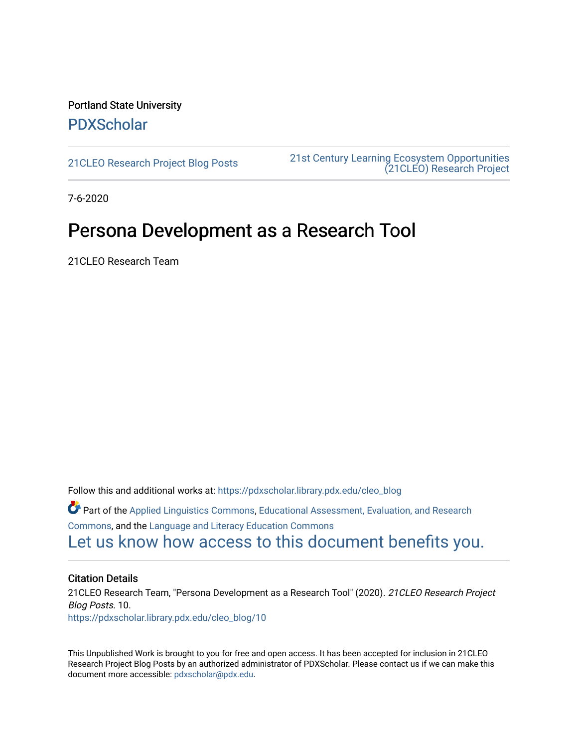Portland State University

# PDXScholar

21CLEO Research Project Blog Posts

21st Century Learning Ecosystem Opportunities (21CLEO) Research Project

7-6-2020

# Persona Development as a Research Tool

21CLEO Research Team

Follow this and additional works at: https://pdxscholar.library.pdx.edu/cleo_blog

Part of the Applied Linguistics Commons, Educational Assessment, Evaluation, and Research Commons, and the Language and Literacy Education Commons

Let us know how access to this document benefits you.

## Citation Details

21CLEO Research Team, "Persona Development as a Research Tool" (2020). *21CLEO Research Project Blog Posts*. 10.
https://pdxscholar.library.pdx.edu/cleo_blog/10

This Unpublished Work is brought to you for free and open access. It has been accepted for inclusion in 21CLEO Research Project Blog Posts by an authorized administrator of PDXScholar. Please contact us if we can make this document more accessible: pdxscholar@pdx.edu.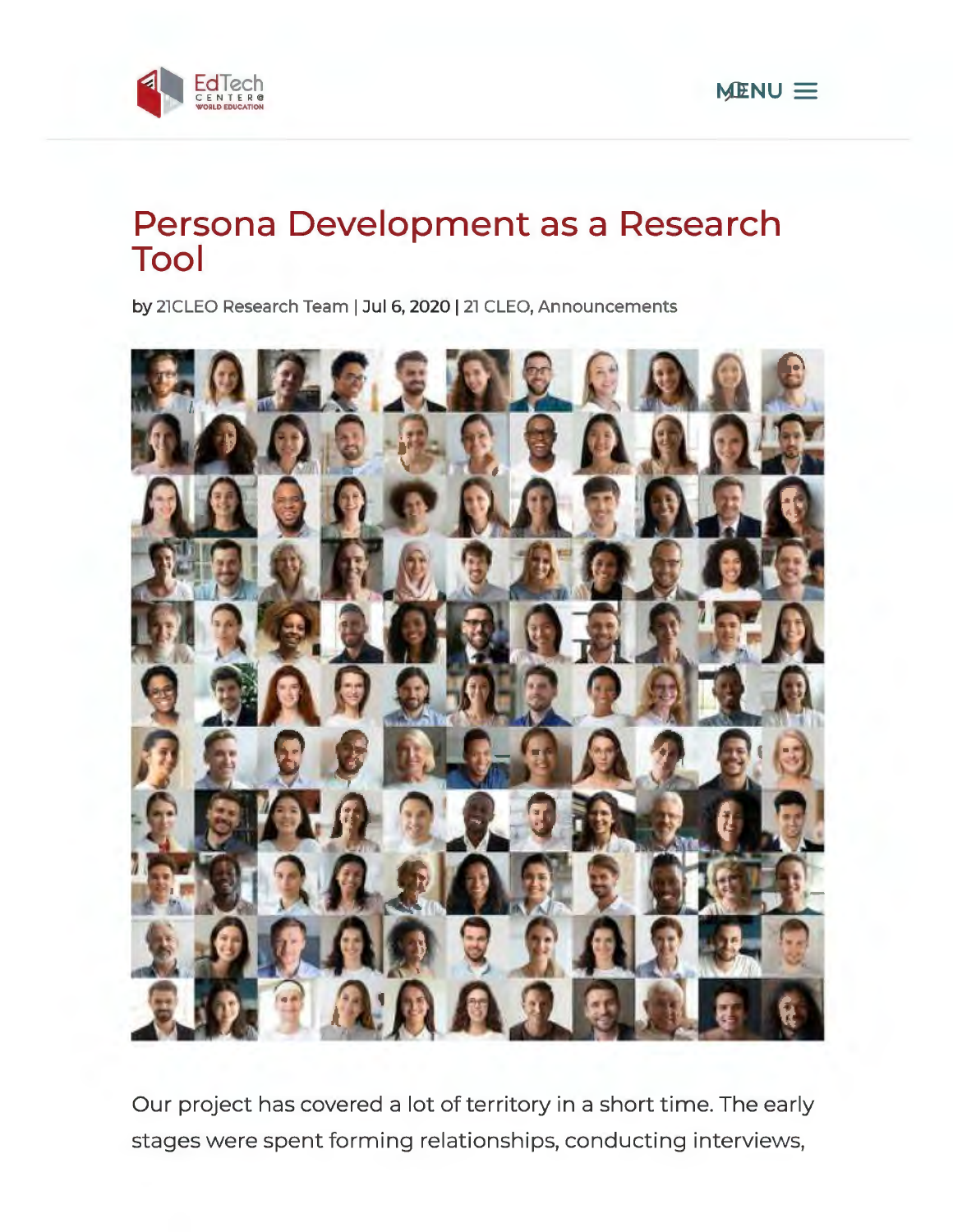# Persona Development as a Research Tool

by 21CLEO Research Team | Jul 6, 2020 | 21 CLEO, Announcements

Our project has covered a lot of territory in a short time. The early stages were spent forming relationships, conducting interviews,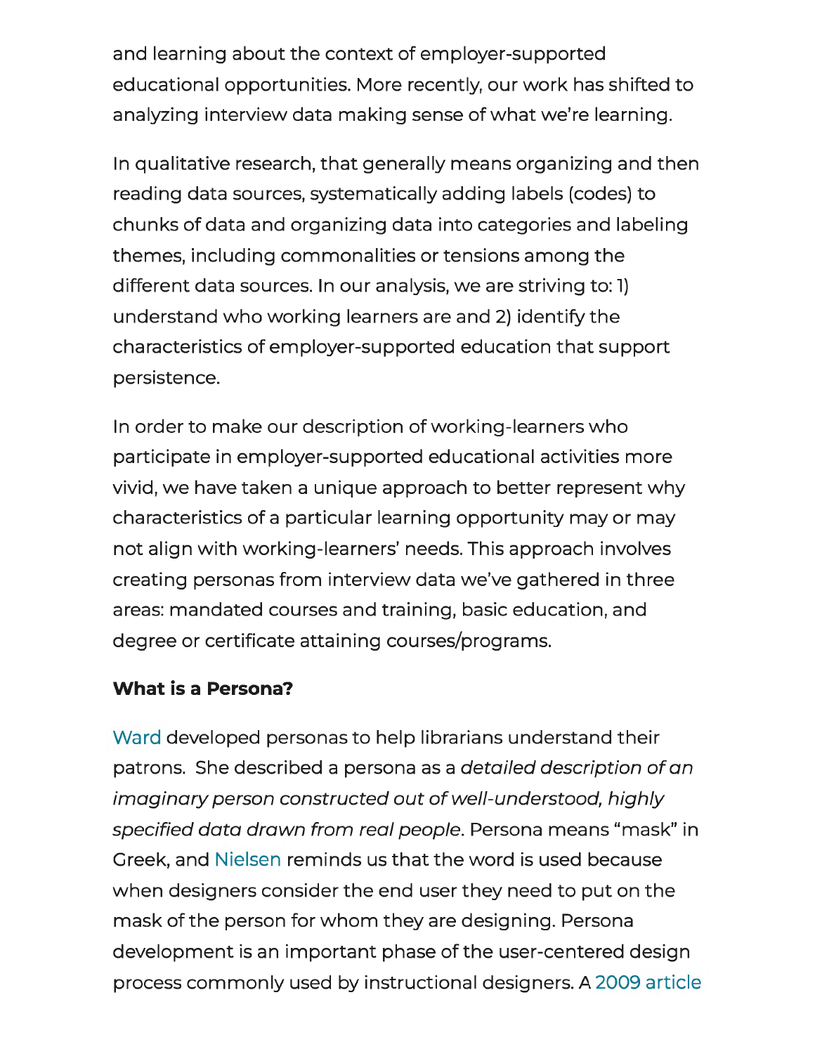and learning about the context of employer-supported educational opportunities. More recently, our work has shifted to analyzing interview data making sense of what we're learning.

In qualitative research, that generally means organizing and then reading data sources, systematically adding labels (codes) to chunks of data and organizing data into categories and labeling themes, including commonalities or tensions among the different data sources. In our analysis, we are striving to: 1) understand who working learners are and 2) identify the characteristics of employer-supported education that support persistence.

In order to make our description of working-learners who participate in employer-supported educational activities more vivid, we have taken a unique approach to better represent why characteristics of a particular learning opportunity may or may not align with working-learners' needs. This approach involves creating personas from interview data we've gathered in three areas: mandated courses and training, basic education, and degree or certificate attaining courses/programs.

**What is a Persona?**

Ward developed personas to help librarians understand their patrons. She described a persona as a *detailed description of an imaginary person constructed out of well-understood, highly specified data drawn from real people*. Persona means "mask" in Greek, and Nielsen reminds us that the word is used because when designers consider the end user they need to put on the mask of the person for whom they are designing. Persona development is an important phase of the user-centered design process commonly used by instructional designers. A 2009 article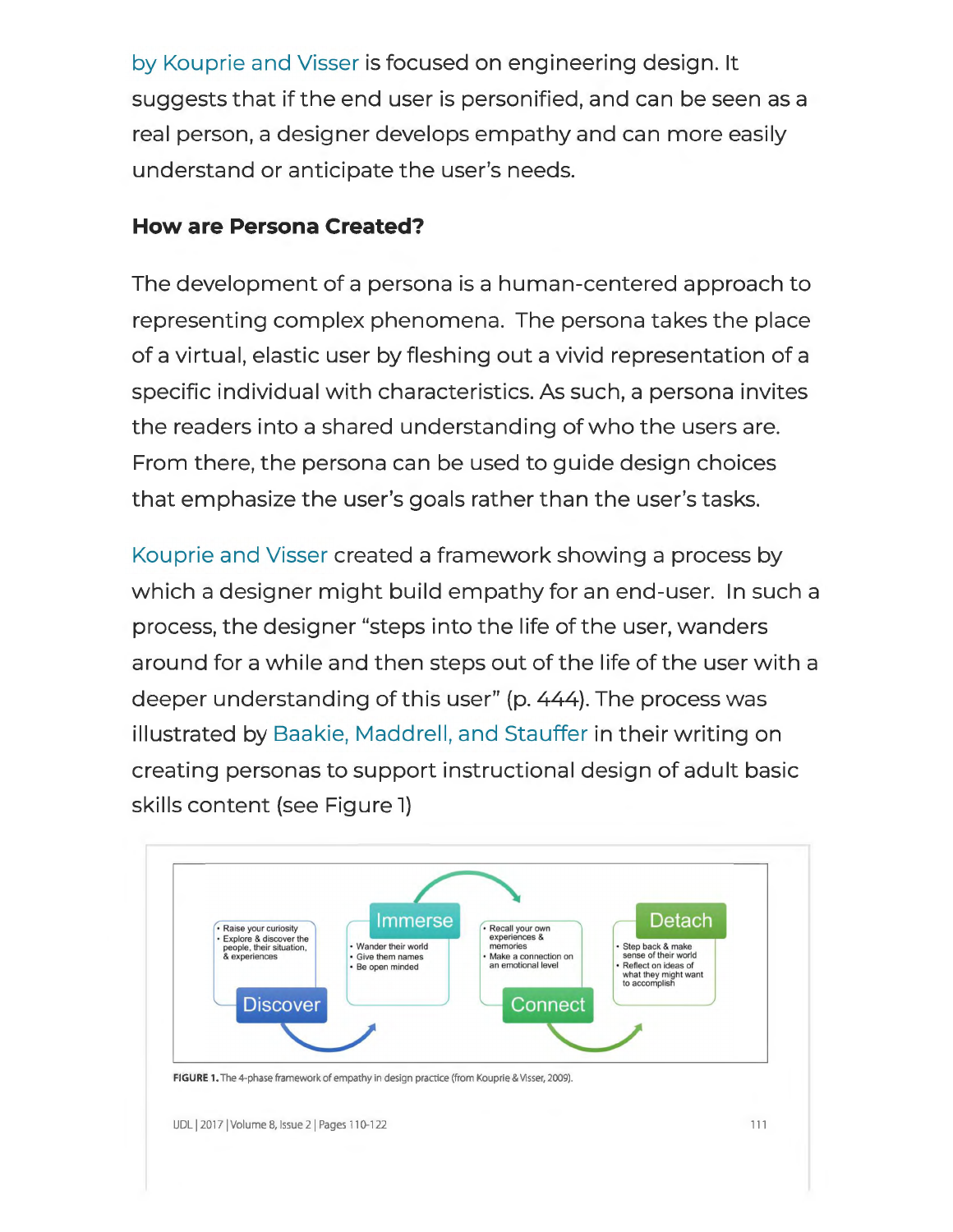by Kouprie and Visser is focused on engineering design. It suggests that if the end user is personified, and can be seen as a real person, a designer develops empathy and can more easily understand or anticipate the user's needs.

**How are Persona Created?**

The development of a persona is a human-centered approach to representing complex phenomena. The persona takes the place of a virtual, elastic user by fleshing out a vivid representation of a specific individual with characteristics. As such, a persona invites the readers into a shared understanding of who the users are. From there, the persona can be used to guide design choices that emphasize the user's goals rather than the user's tasks.

Kouprie and Visser created a framework showing a process by which a designer might build empathy for an end-user. In such a process, the designer "steps into the life of the user, wanders around for a while and then steps out of the life of the user with a deeper understanding of this user" (p. 444). The process was illustrated by Baakie, Maddrell, and Stauffer in their writing on creating personas to support instructional design of adult basic skills content (see Figure 1)

**Discover**
- Raise your curiosity
- Explore & discover the people, their situation, & experiences

**Immerse**
- Wander their world
- Give them names
- Be open minded

**Connect**
- Recall your own experiences & memories
- Make a connection on an emotional level

**Detach**
- Step back & make sense of their world
- Reflect on ideas of what they might want to accomplish

**FIGURE 1.** The 4-phase framework of empathy in design practice (from Kouprie & Visser, 2009).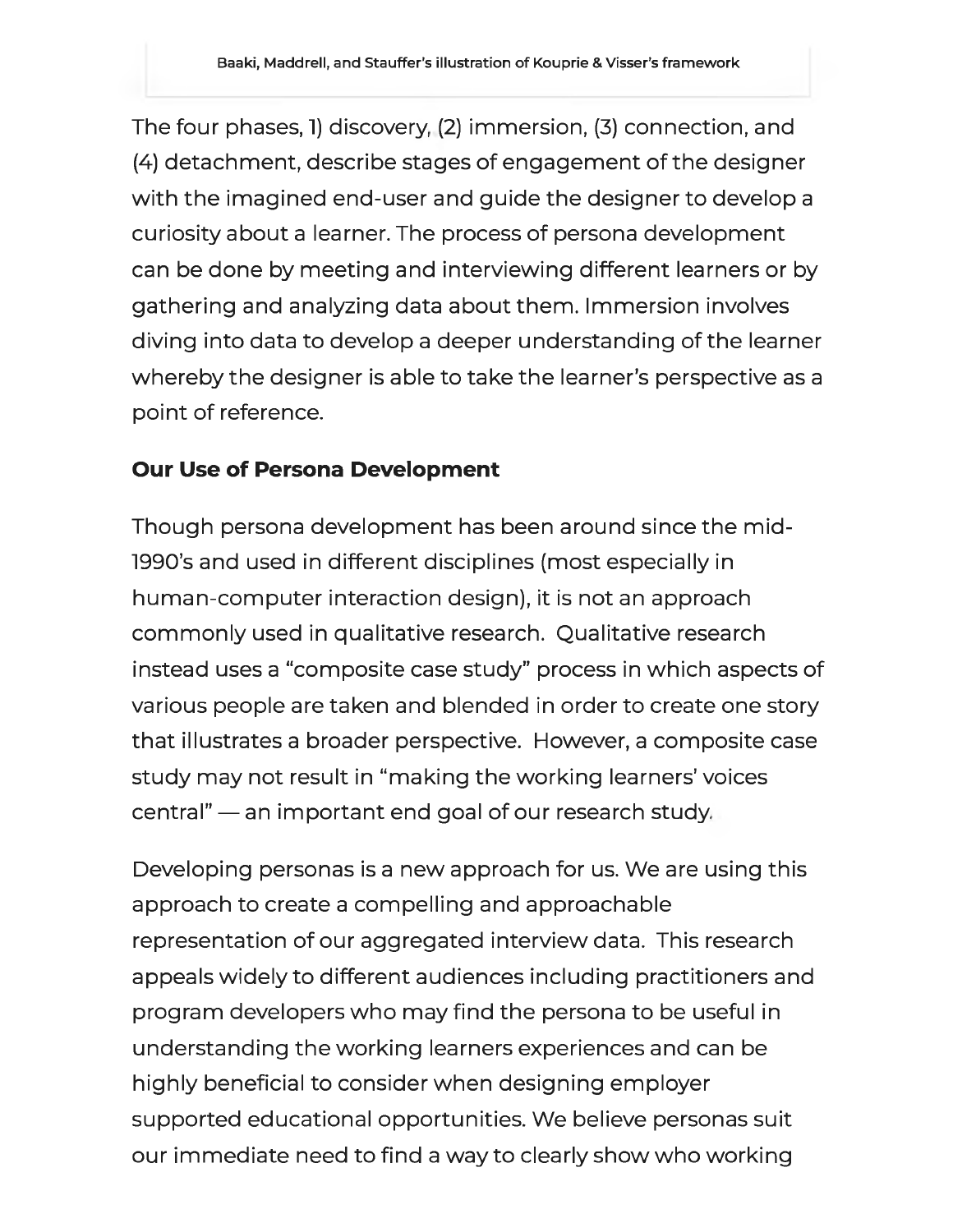Baaki, Maddrell, and Stauffer's illustration of Kouprie & Visser's framework

The four phases, 1) discovery, (2) immersion, (3) connection, and (4) detachment, describe stages of engagement of the designer with the imagined end-user and guide the designer to develop a curiosity about a learner. The process of persona development can be done by meeting and interviewing different learners or by gathering and analyzing data about them. Immersion involves diving into data to develop a deeper understanding of the learner whereby the designer is able to take the learner's perspective as a point of reference.

**Our Use of Persona Development**

Though persona development has been around since the mid-1990's and used in different disciplines (most especially in human-computer interaction design), it is not an approach commonly used in qualitative research. Qualitative research instead uses a "composite case study" process in which aspects of various people are taken and blended in order to create one story that illustrates a broader perspective. However, a composite case study may not result in "making the working learners' voices central" — an important end goal of our research study.

Developing personas is a new approach for us. We are using this approach to create a compelling and approachable representation of our aggregated interview data. This research appeals widely to different audiences including practitioners and program developers who may find the persona to be useful in understanding the working learners experiences and can be highly beneficial to consider when designing employer supported educational opportunities. We believe personas suit our immediate need to find a way to clearly show who working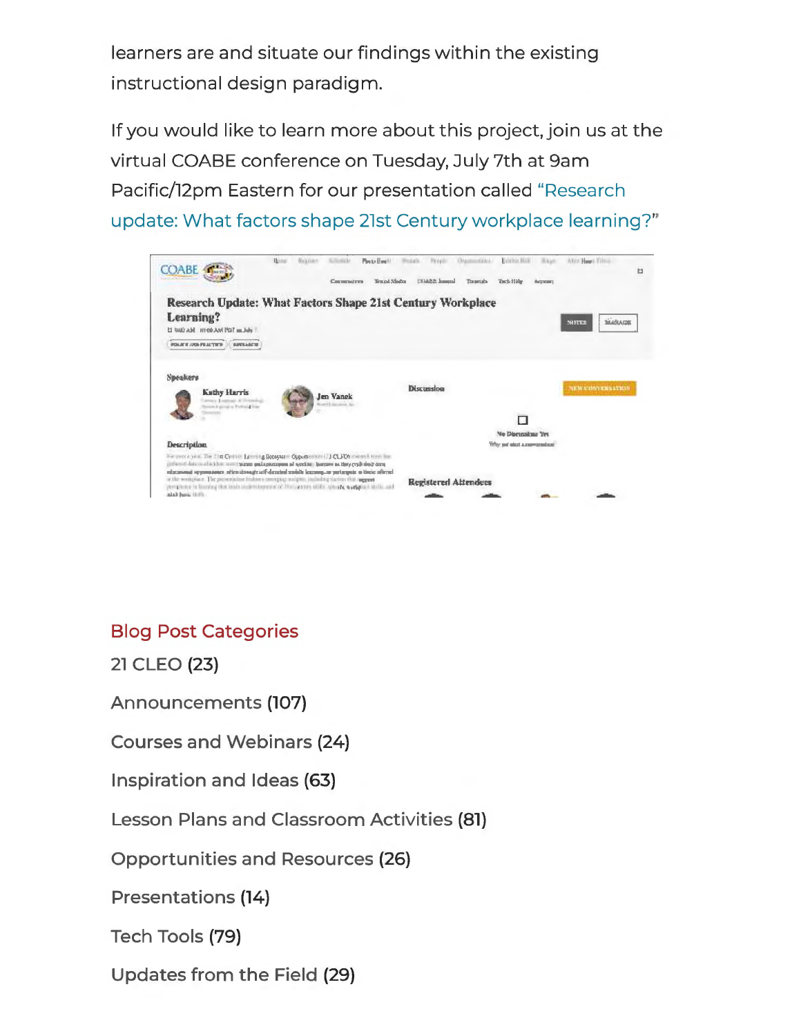learners are and situate our findings within the existing instructional design paradigm.

If you would like to learn more about this project, join us at the virtual COABE conference on Tuesday, July 7th at 9am Pacific/12pm Eastern for our presentation called "Research update: What factors shape 21st Century workplace learning?"

## Blog Post Categories

21 CLEO (23)

Announcements (107)

Courses and Webinars (24)

Inspiration and Ideas (63)

Lesson Plans and Classroom Activities (81)

Opportunities and Resources (26)

Presentations (14)

Tech Tools (79)

Updates from the Field (29)